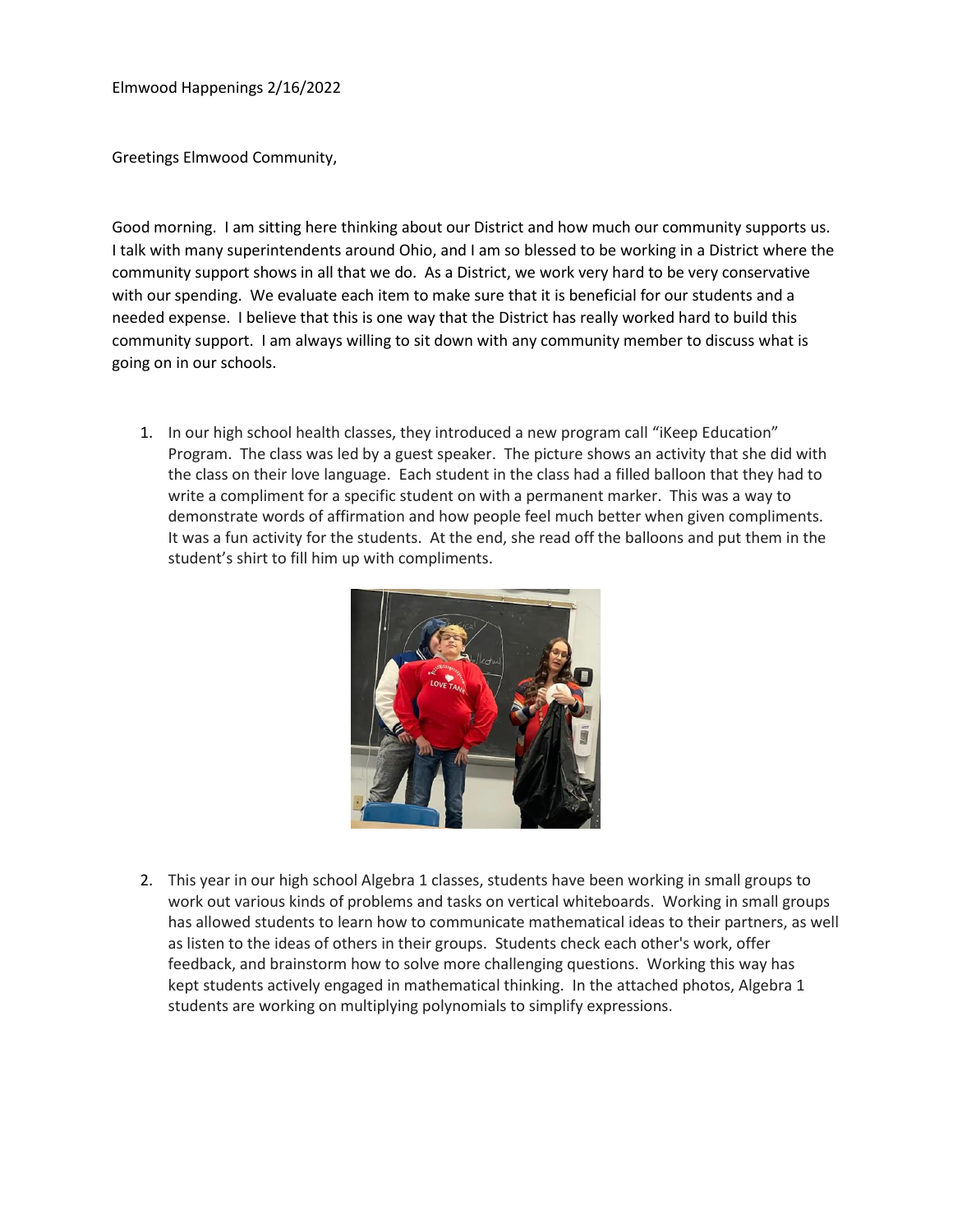Elmwood Happenings 2/16/2022

Greetings Elmwood Community,

Good morning. I am sitting here thinking about our District and how much our community supports us. I talk with many superintendents around Ohio, and I am so blessed to be working in a District where the community support shows in all that we do. As a District, we work very hard to be very conservative with our spending. We evaluate each item to make sure that it is beneficial for our students and a needed expense. I believe that this is one way that the District has really worked hard to build this community support. I am always willing to sit down with any community member to discuss what is going on in our schools.

1. In our high school health classes, they introduced a new program call "iKeep Education" Program. The class was led by a guest speaker. The picture shows an activity that she did with the class on their love language. Each student in the class had a filled balloon that they had to write a compliment for a specific student on with a permanent marker. This was a way to demonstrate words of affirmation and how people feel much better when given compliments. It was a fun activity for the students. At the end, she read off the balloons and put them in the student's shirt to fill him up with compliments.

2. This year in our high school Algebra 1 classes, students have been working in small groups to work out various kinds of problems and tasks on vertical whiteboards. Working in small groups has allowed students to learn how to communicate mathematical ideas to their partners, as well as listen to the ideas of others in their groups. Students check each other's work, offer feedback, and brainstorm how to solve more challenging questions. Working this way has kept students actively engaged in mathematical thinking. In the attached photos, Algebra 1 students are working on multiplying polynomials to simplify expressions.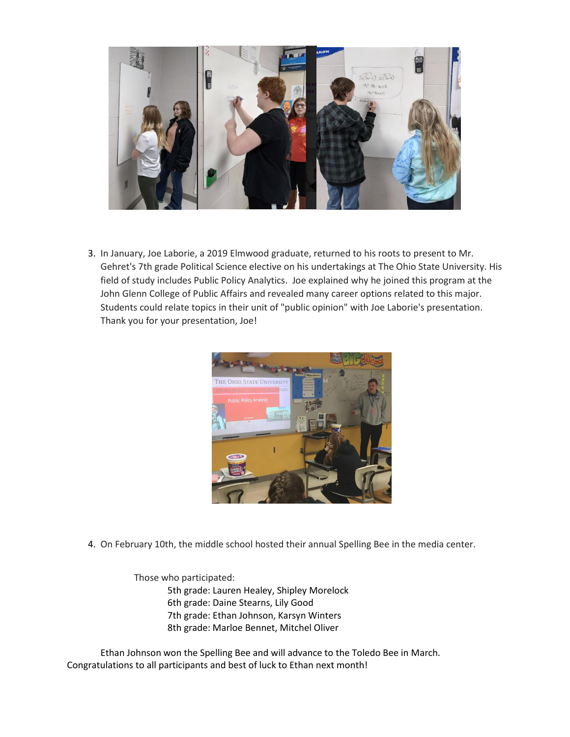3. In January, Joe Laborie, a 2019 Elmwood graduate, returned to his roots to present to Mr. Gehret's 7th grade Political Science elective on his undertakings at The Ohio State University. His field of study includes Public Policy Analytics. Joe explained why he joined this program at the John Glenn College of Public Affairs and revealed many career options related to this major. Students could relate topics in their unit of "public opinion" with Joe Laborie's presentation. Thank you for your presentation, Joe!

4. On February 10th, the middle school hosted their annual Spelling Bee in the media center.

   Those who participated:

   - 5th grade: Lauren Healey, Shipley Morelock
   - 6th grade: Daine Stearns, Lily Good
   - 7th grade: Ethan Johnson, Karsyn Winters
   - 8th grade: Marloe Bennet, Mitchel Oliver

   Ethan Johnson won the Spelling Bee and will advance to the Toledo Bee in March. Congratulations to all participants and best of luck to Ethan next month!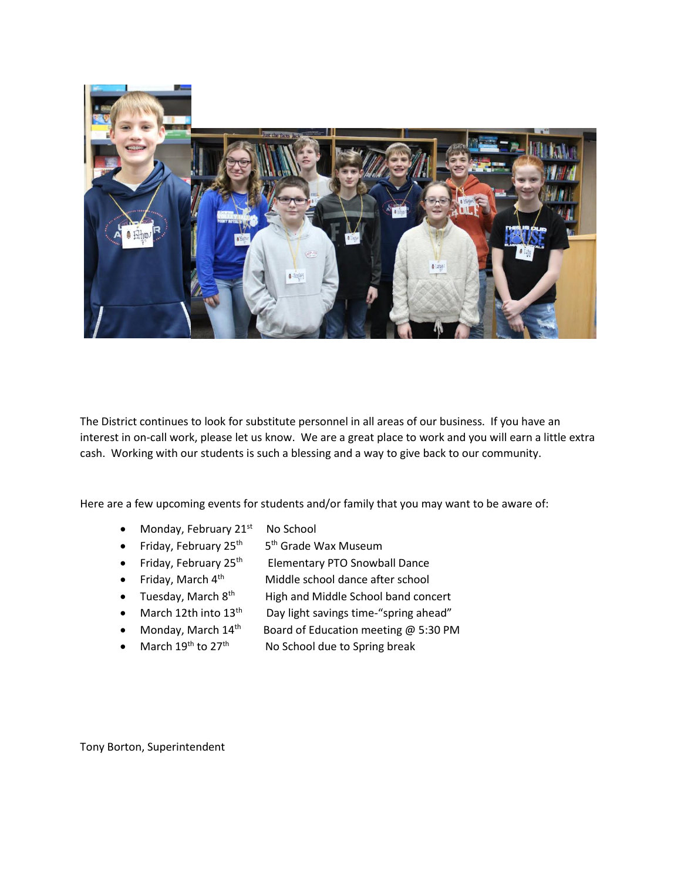The District continues to look for substitute personnel in all areas of our business. If you have an interest in on-call work, please let us know. We are a great place to work and you will earn a little extra cash. Working with our students is such a blessing and a way to give back to our community.

Here are a few upcoming events for students and/or family that you may want to be aware of:

- Monday, February 21st No School
- Friday, February 25th 5th Grade Wax Museum
- Friday, February 25th Elementary PTO Snowball Dance
- Friday, March 4th Middle school dance after school
- Tuesday, March 8th High and Middle School band concert
- March 12th into 13th Day light savings time-"spring ahead"
- Monday, March 14th Board of Education meeting @ 5:30 PM
- March 19th to 27th No School due to Spring break

Tony Borton, Superintendent